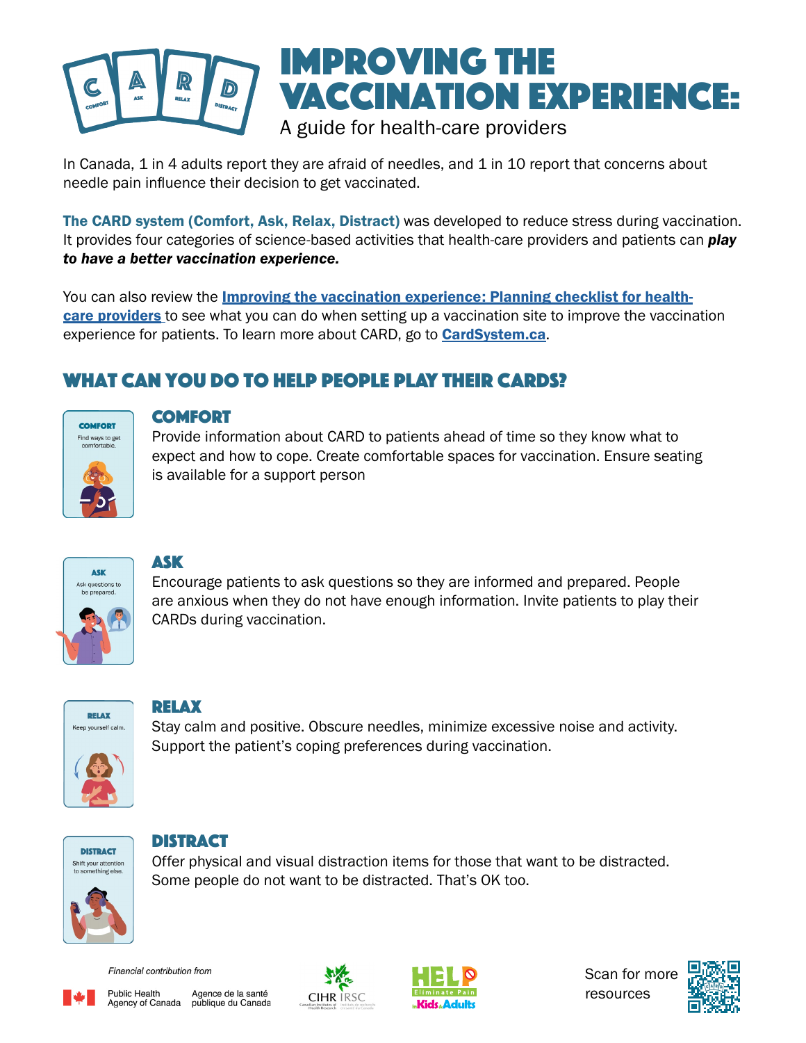# Improving the vaccination experience:

A guide for health-care providers

In Canada, 1 in 4 adults report they are afraid of needles, and 1 in 10 report that concerns about needle pain influence their decision to get vaccinated.

**The CARD system (Comfort, Ask, Relax, Distract)** was developed to reduce stress during vaccination. It provides four categories of science-based activities that health-care providers and patients can ***play to have a better vaccination experience.***

You can also review the **Improving the vaccination experience: Planning checklist for health-care providers** to see what you can do when setting up a vaccination site to improve the vaccination experience for patients. To learn more about CARD, go to **CardSystem.ca**.

## What can you do to help people play their CARDs?

### Comfort

Provide information about CARD to patients ahead of time so they know what to expect and how to cope. Create comfortable spaces for vaccination. Ensure seating is available for a support person

### Ask

Encourage patients to ask questions so they are informed and prepared. People are anxious when they do not have enough information. Invite patients to play their CARDs during vaccination.

### Relax

Stay calm and positive. Obscure needles, minimize excessive noise and activity. Support the patient's coping preferences during vaccination.

### Distract

Offer physical and visual distraction items for those that want to be distracted. Some people do not want to be distracted. That's OK too.

*Financial contribution from*

Public Health Agency of Canada / Agence de la santé publique du Canada

CIHR IRSC

HELP Eliminate Pain in Kids & Adults

Scan for more resources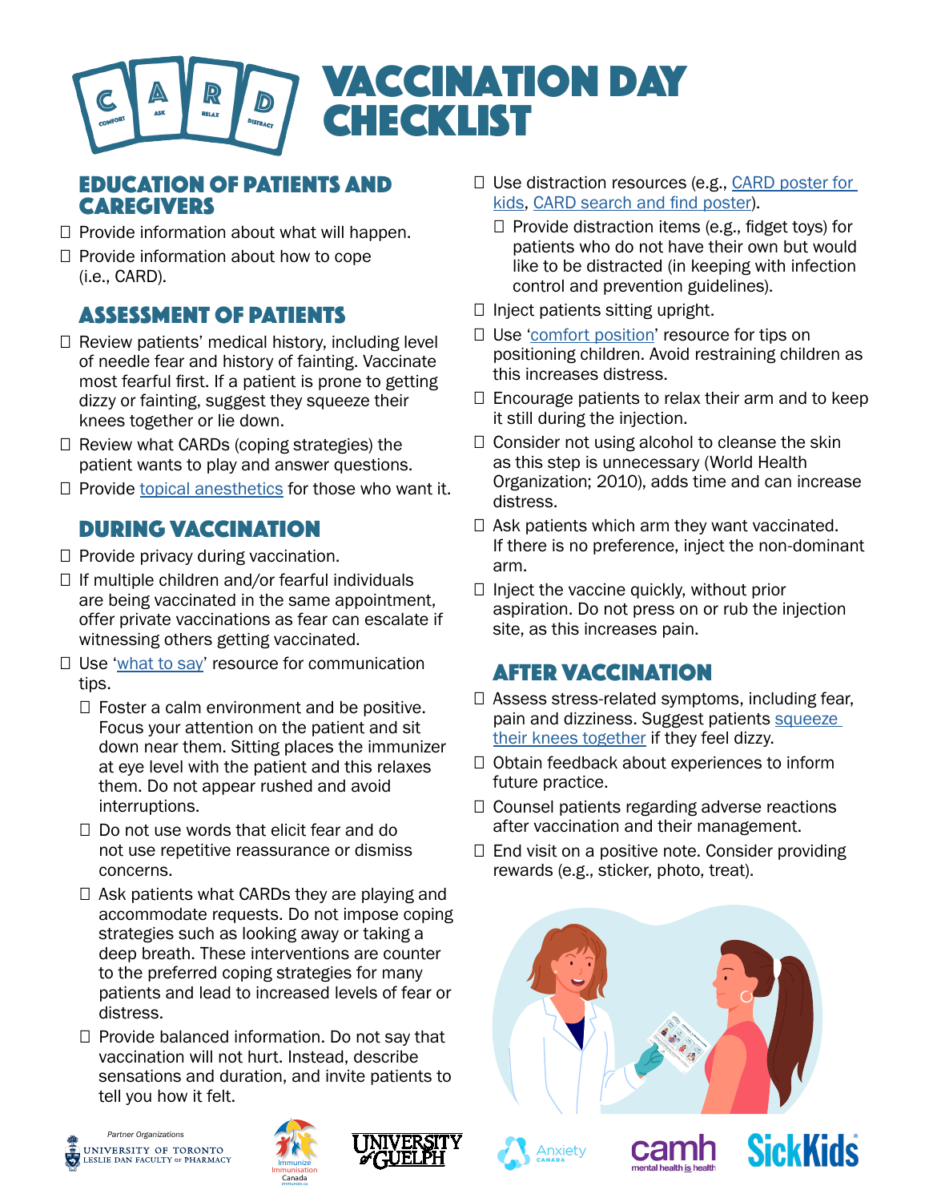# VACCINATION DAY CHECKLIST

## EDUCATION OF PATIENTS AND CAREGIVERS

- ☐ Provide information about what will happen.
- ☐ Provide information about how to cope (i.e., CARD).

## ASSESSMENT OF PATIENTS

- ☐ Review patients' medical history, including level of needle fear and history of fainting. Vaccinate most fearful first. If a patient is prone to getting dizzy or fainting, suggest they squeeze their knees together or lie down.
- ☐ Review what CARDs (coping strategies) the patient wants to play and answer questions.
- ☐ Provide topical anesthetics for those who want it.

## DURING VACCINATION

- ☐ Provide privacy during vaccination.
- ☐ If multiple children and/or fearful individuals are being vaccinated in the same appointment, offer private vaccinations as fear can escalate if witnessing others getting vaccinated.
- ☐ Use 'what to say' resource for communication tips.
  - ☐ Foster a calm environment and be positive. Focus your attention on the patient and sit down near them. Sitting places the immunizer at eye level with the patient and this relaxes them. Do not appear rushed and avoid interruptions.
  - ☐ Do not use words that elicit fear and do not use repetitive reassurance or dismiss concerns.
  - ☐ Ask patients what CARDs they are playing and accommodate requests. Do not impose coping strategies such as looking away or taking a deep breath. These interventions are counter to the preferred coping strategies for many patients and lead to increased levels of fear or distress.
  - ☐ Provide balanced information. Do not say that vaccination will not hurt. Instead, describe sensations and duration, and invite patients to tell you how it felt.
- ☐ Use distraction resources (e.g., CARD poster for kids, CARD search and find poster).
  - ☐ Provide distraction items (e.g., fidget toys) for patients who do not have their own but would like to be distracted (in keeping with infection control and prevention guidelines).
- ☐ Inject patients sitting upright.
- ☐ Use 'comfort position' resource for tips on positioning children. Avoid restraining children as this increases distress.
- ☐ Encourage patients to relax their arm and to keep it still during the injection.
- ☐ Consider not using alcohol to cleanse the skin as this step is unnecessary (World Health Organization; 2010), adds time and can increase distress.
- ☐ Ask patients which arm they want vaccinated. If there is no preference, inject the non-dominant arm.
- ☐ Inject the vaccine quickly, without prior aspiration. Do not press on or rub the injection site, as this increases pain.

## AFTER VACCINATION

- ☐ Assess stress-related symptoms, including fear, pain and dizziness. Suggest patients squeeze their knees together if they feel dizzy.
- ☐ Obtain feedback about experiences to inform future practice.
- ☐ Counsel patients regarding adverse reactions after vaccination and their management.
- ☐ End visit on a positive note. Consider providing rewards (e.g., sticker, photo, treat).

Partner Organizations

University of Toronto Leslie Dan Faculty of Pharmacy · Immunize Canada · University of Guelph · Anxiety Canada · camh · SickKids